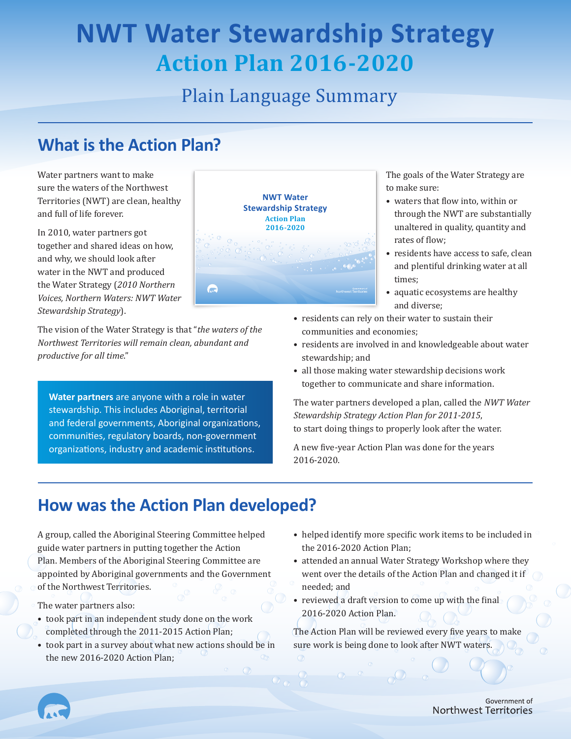# NWT Water Stewardship Strategy

## Action Plan 2016-2020

### Plain Language Summary

## What is the Action Plan?

Water partners want to make sure the waters of the Northwest Territories (NWT) are clean, healthy and full of life forever.

In 2010, water partners got together and shared ideas on how, and why, we should look after water in the NWT and produced the Water Strategy (*2010 Northern Voices, Northern Waters: NWT Water Stewardship Strategy*).

The vision of the Water Strategy is that "*the waters of the Northwest Territories will remain clean, abundant and productive for all time.*"

**Water partners** are anyone with a role in water stewardship. This includes Aboriginal, territorial and federal governments, Aboriginal organizations, communities, regulatory boards, non-government organizations, industry and academic institutions.

The goals of the Water Strategy are to make sure:

- waters that flow into, within or through the NWT are substantially unaltered in quality, quantity and rates of flow;
- residents have access to safe, clean and plentiful drinking water at all times;
- aquatic ecosystems are healthy and diverse;
- residents can rely on their water to sustain their communities and economies;
- residents are involved in and knowledgeable about water stewardship; and
- all those making water stewardship decisions work together to communicate and share information.

The water partners developed a plan, called the *NWT Water Stewardship Strategy Action Plan for 2011-2015*, to start doing things to properly look after the water.

A new five-year Action Plan was done for the years 2016-2020.

## How was the Action Plan developed?

A group, called the Aboriginal Steering Committee helped guide water partners in putting together the Action Plan. Members of the Aboriginal Steering Committee are appointed by Aboriginal governments and the Government of the Northwest Territories.

The water partners also:

- took part in an independent study done on the work completed through the 2011-2015 Action Plan;
- took part in a survey about what new actions should be in the new 2016-2020 Action Plan;
- helped identify more specific work items to be included in the 2016-2020 Action Plan;
- attended an annual Water Strategy Workshop where they went over the details of the Action Plan and changed it if needed; and
- reviewed a draft version to come up with the final 2016-2020 Action Plan.

The Action Plan will be reviewed every five years to make sure work is being done to look after NWT waters.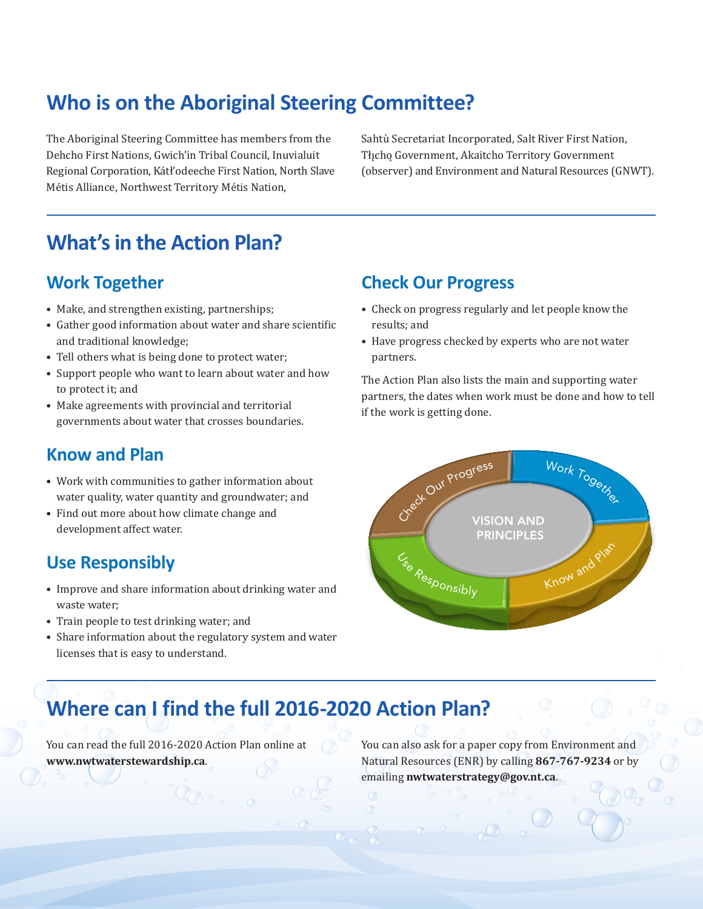## Who is on the Aboriginal Steering Committee?

The Aboriginal Steering Committee has members from the Dehcho First Nations, Gwich'in Tribal Council, Inuvialuit Regional Corporation, Kátł'odeeche First Nation, North Slave Métis Alliance, Northwest Territory Métis Nation, Sahtù Secretariat Incorporated, Salt River First Nation, Tłı̨chǫ Government, Akaitcho Territory Government (observer) and Environment and Natural Resources (GNWT).

## What's in the Action Plan?

### Work Together

- Make, and strengthen existing, partnerships;
- Gather good information about water and share scientific and traditional knowledge;
- Tell others what is being done to protect water;
- Support people who want to learn about water and how to protect it; and
- Make agreements with provincial and territorial governments about water that crosses boundaries.

### Know and Plan

- Work with communities to gather information about water quality, water quantity and groundwater; and
- Find out more about how climate change and development affect water.

### Use Responsibly

- Improve and share information about drinking water and waste water;
- Train people to test drinking water; and
- Share information about the regulatory system and water licenses that is easy to understand.

### Check Our Progress

- Check on progress regularly and let people know the results; and
- Have progress checked by experts who are not water partners.

The Action Plan also lists the main and supporting water partners, the dates when work must be done and how to tell if the work is getting done.

Check Our Progress
Work Together
VISION AND PRINCIPLES
Use Responsibly
Know and Plan

## Where can I find the full 2016-2020 Action Plan?

You can read the full 2016-2020 Action Plan online at **www.nwtwaterstewardship.ca**.

You can also ask for a paper copy from Environment and Natural Resources (ENR) by calling **867-767-9234** or by emailing **nwtwaterstrategy@gov.nt.ca**.